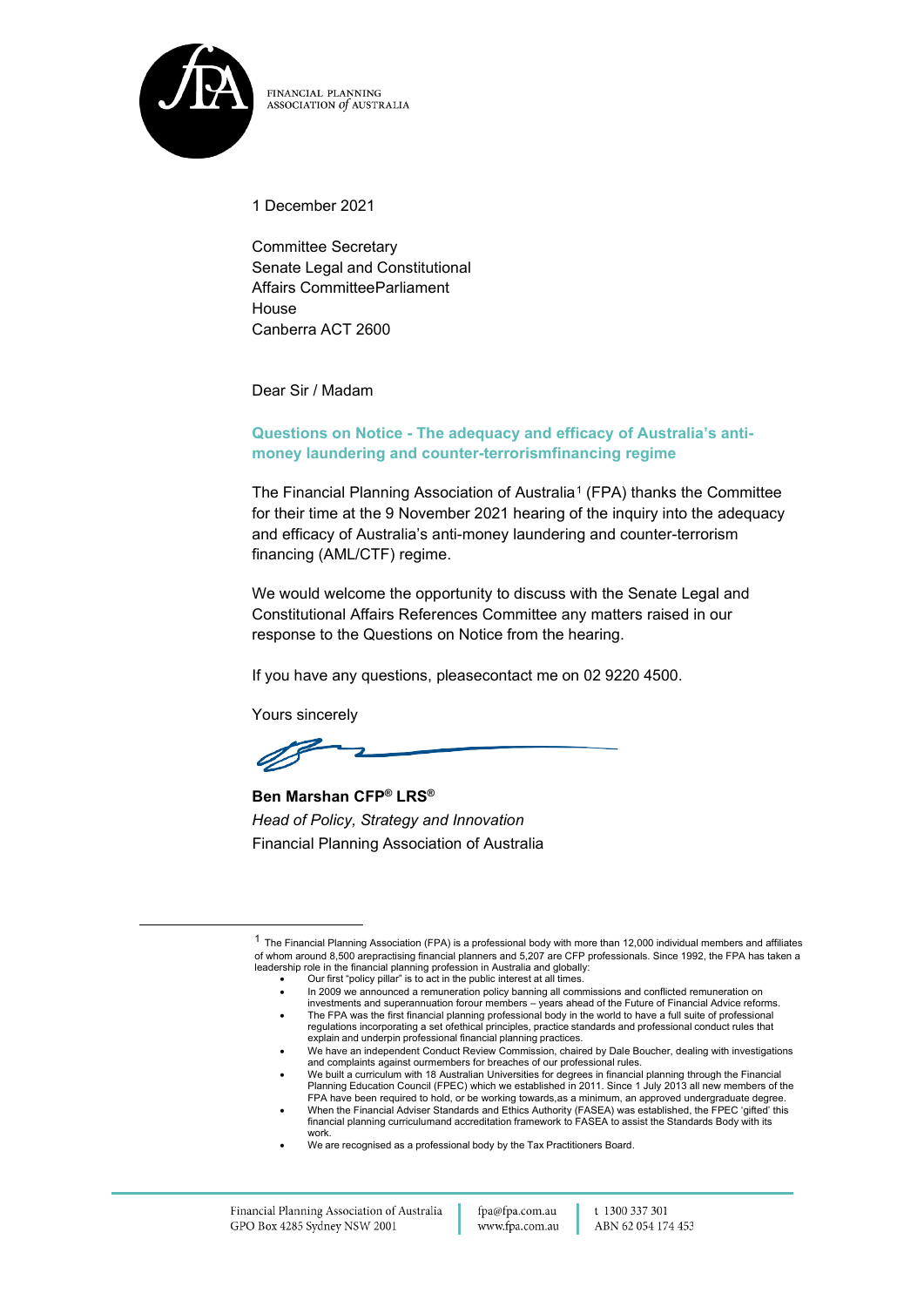FINANCIAL PLANNING
ASSOCIATION *of* AUSTRALIA

1 December 2021

Committee Secretary
Senate Legal and Constitutional
Affairs CommitteeParliament
House
Canberra ACT 2600

Dear Sir / Madam

**Questions on Notice - The adequacy and efficacy of Australia's anti-money laundering and counter-terrorismfinancing regime**

The Financial Planning Association of Australia[1] (FPA) thanks the Committee for their time at the 9 November 2021 hearing of the inquiry into the adequacy and efficacy of Australia's anti-money laundering and counter-terrorism financing (AML/CTF) regime.

We would welcome the opportunity to discuss with the Senate Legal and Constitutional Affairs References Committee any matters raised in our response to the Questions on Notice from the hearing.

If you have any questions, pleasecontact me on 02 9220 4500.

Yours sincerely

**Ben Marshan CFP® LRS®**
*Head of Policy, Strategy and Innovation*
Financial Planning Association of Australia

---

[1] The Financial Planning Association (FPA) is a professional body with more than 12,000 individual members and affiliates of whom around 8,500 arepractising financial planners and 5,207 are CFP professionals. Since 1992, the FPA has taken a leadership role in the financial planning profession in Australia and globally:

- Our first "policy pillar" is to act in the public interest at all times.
- In 2009 we announced a remuneration policy banning all commissions and conflicted remuneration on investments and superannuation forour members – years ahead of the Future of Financial Advice reforms.
- The FPA was the first financial planning professional body in the world to have a full suite of professional regulations incorporating a set ofethical principles, practice standards and professional conduct rules that explain and underpin professional financial planning practices.
- We have an independent Conduct Review Commission, chaired by Dale Boucher, dealing with investigations and complaints against ourmembers for breaches of our professional rules.
- We built a curriculum with 18 Australian Universities for degrees in financial planning through the Financial Planning Education Council (FPEC) which we established in 2011. Since 1 July 2013 all new members of the FPA have been required to hold, or be working towards,as a minimum, an approved undergraduate degree.
- When the Financial Adviser Standards and Ethics Authority (FASEA) was established, the FPEC 'gifted' this financial planning curriculumand accreditation framework to FASEA to assist the Standards Body with its work.
- We are recognised as a professional body by the Tax Practitioners Board.

Financial Planning Association of Australia
GPO Box 4285 Sydney NSW 2001

fpa@fpa.com.au
www.fpa.com.au

t 1300 337 301
ABN 62 054 174 453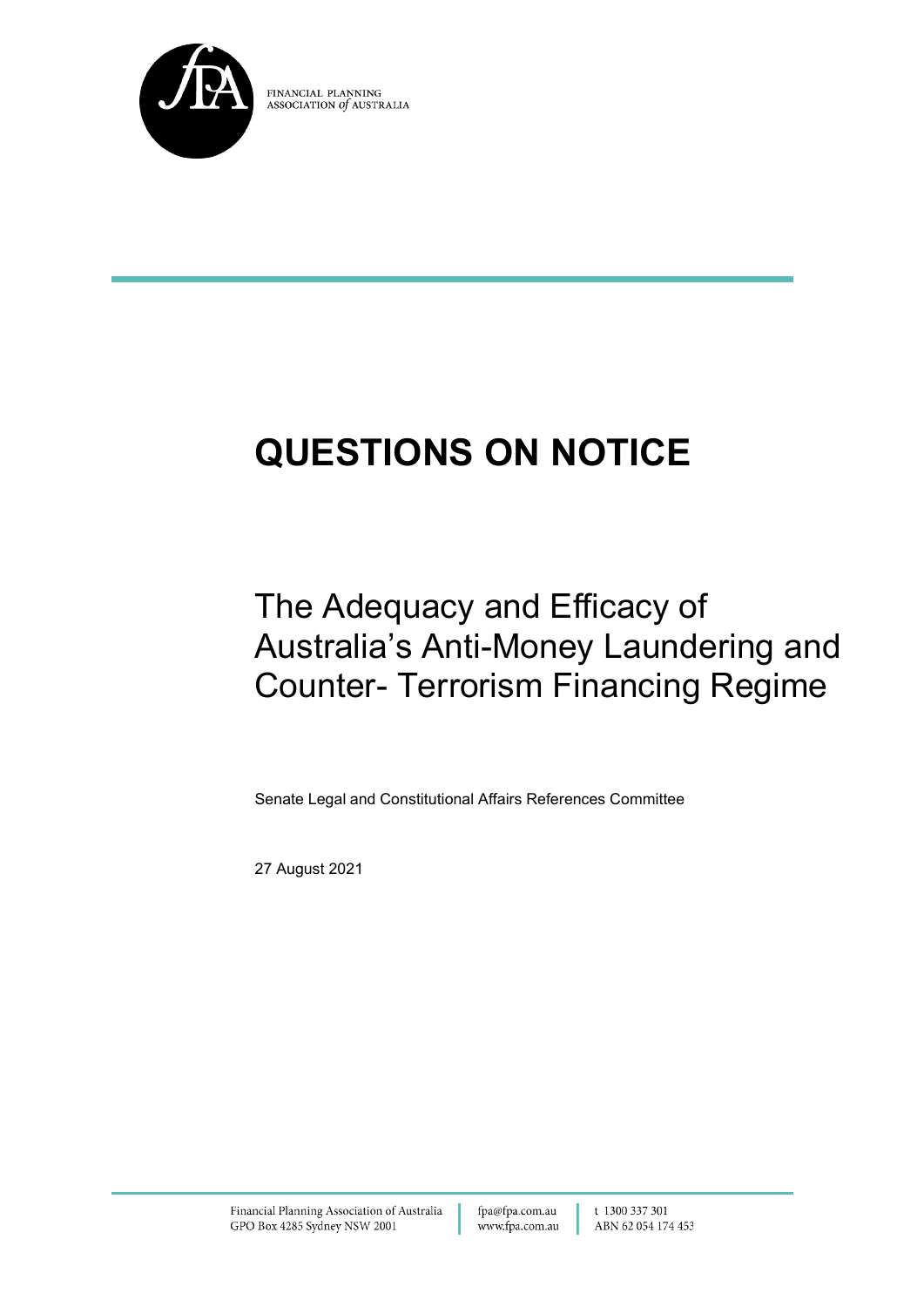FINANCIAL PLANNING ASSOCIATION of AUSTRALIA

# QUESTIONS ON NOTICE

## The Adequacy and Efficacy of Australia's Anti-Money Laundering and Counter- Terrorism Financing Regime

Senate Legal and Constitutional Affairs References Committee

27 August 2021

Financial Planning Association of Australia
GPO Box 4285 Sydney NSW 2001

fpa@fpa.com.au
www.fpa.com.au

t 1300 337 301
ABN 62 054 174 453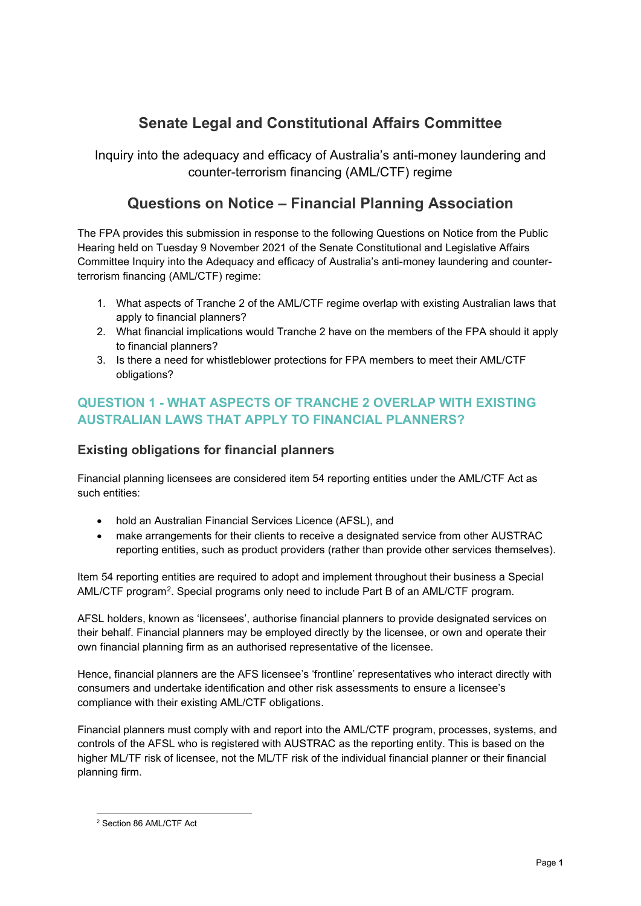# Senate Legal and Constitutional Affairs Committee

Inquiry into the adequacy and efficacy of Australia's anti-money laundering and counter-terrorism financing (AML/CTF) regime

## Questions on Notice – Financial Planning Association

The FPA provides this submission in response to the following Questions on Notice from the Public Hearing held on Tuesday 9 November 2021 of the Senate Constitutional and Legislative Affairs Committee Inquiry into the Adequacy and efficacy of Australia's anti-money laundering and counter-terrorism financing (AML/CTF) regime:

1. What aspects of Tranche 2 of the AML/CTF regime overlap with existing Australian laws that apply to financial planners?
2. What financial implications would Tranche 2 have on the members of the FPA should it apply to financial planners?
3. Is there a need for whistleblower protections for FPA members to meet their AML/CTF obligations?

## QUESTION 1 - WHAT ASPECTS OF TRANCHE 2 OVERLAP WITH EXISTING AUSTRALIAN LAWS THAT APPLY TO FINANCIAL PLANNERS?

### Existing obligations for financial planners

Financial planning licensees are considered item 54 reporting entities under the AML/CTF Act as such entities:

- hold an Australian Financial Services Licence (AFSL), and
- make arrangements for their clients to receive a designated service from other AUSTRAC reporting entities, such as product providers (rather than provide other services themselves).

Item 54 reporting entities are required to adopt and implement throughout their business a Special AML/CTF program[2]. Special programs only need to include Part B of an AML/CTF program.

AFSL holders, known as 'licensees', authorise financial planners to provide designated services on their behalf. Financial planners may be employed directly by the licensee, or own and operate their own financial planning firm as an authorised representative of the licensee.

Hence, financial planners are the AFS licensee's 'frontline' representatives who interact directly with consumers and undertake identification and other risk assessments to ensure a licensee's compliance with their existing AML/CTF obligations.

Financial planners must comply with and report into the AML/CTF program, processes, systems, and controls of the AFSL who is registered with AUSTRAC as the reporting entity. This is based on the higher ML/TF risk of licensee, not the ML/TF risk of the individual financial planner or their financial planning firm.

[2] Section 86 AML/CTF Act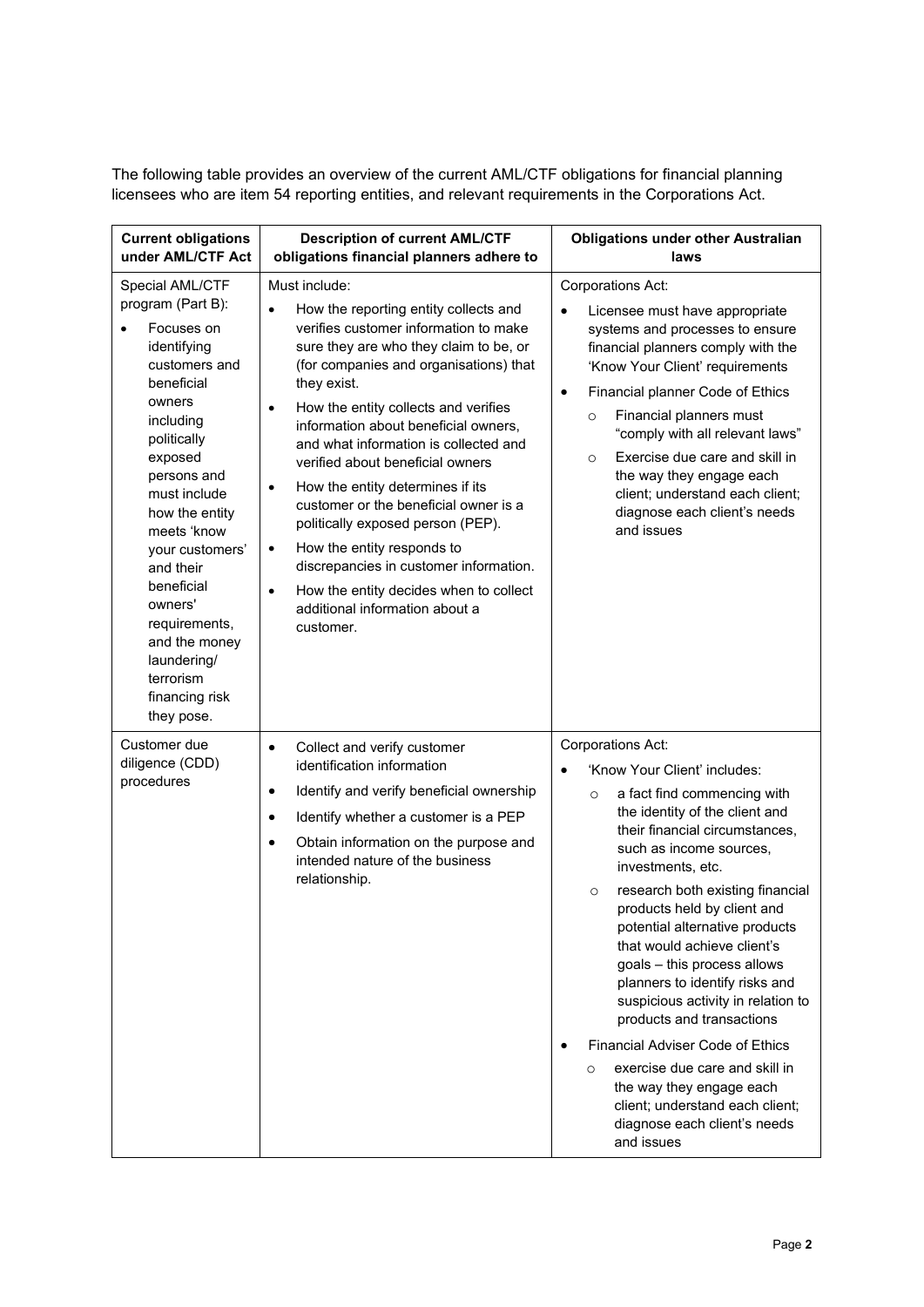The following table provides an overview of the current AML/CTF obligations for financial planning licensees who are item 54 reporting entities, and relevant requirements in the Corporations Act.

| Current obligations under AML/CTF Act | Description of current AML/CTF obligations financial planners adhere to | Obligations under other Australian laws |
|---|---|---|
| Special AML/CTF program (Part B):<br>• Focuses on identifying customers and beneficial owners including politically exposed persons and must include how the entity meets 'know your customers' and their beneficial owners' requirements, and the money laundering/ terrorism financing risk they pose. | Must include:<br>• How the reporting entity collects and verifies customer information to make sure they are who they claim to be, or (for companies and organisations) that they exist.<br>• How the entity collects and verifies information about beneficial owners, and what information is collected and verified about beneficial owners<br>• How the entity determines if its customer or the beneficial owner is a politically exposed person (PEP).<br>• How the entity responds to discrepancies in customer information.<br>• How the entity decides when to collect additional information about a customer. | Corporations Act:<br>• Licensee must have appropriate systems and processes to ensure financial planners comply with the 'Know Your Client' requirements<br>• Financial planner Code of Ethics<br>  ○ Financial planners must "comply with all relevant laws"<br>  ○ Exercise due care and skill in the way they engage each client; understand each client; diagnose each client's needs and issues |
| Customer due diligence (CDD) procedures | • Collect and verify customer identification information<br>• Identify and verify beneficial ownership<br>• Identify whether a customer is a PEP<br>• Obtain information on the purpose and intended nature of the business relationship. | Corporations Act:<br>• 'Know Your Client' includes:<br>  ○ a fact find commencing with the identity of the client and their financial circumstances, such as income sources, investments, etc.<br>  ○ research both existing financial products held by client and potential alternative products that would achieve client's goals – this process allows planners to identify risks and suspicious activity in relation to products and transactions<br>• Financial Adviser Code of Ethics<br>  ○ exercise due care and skill in the way they engage each client; understand each client; diagnose each client's needs and issues |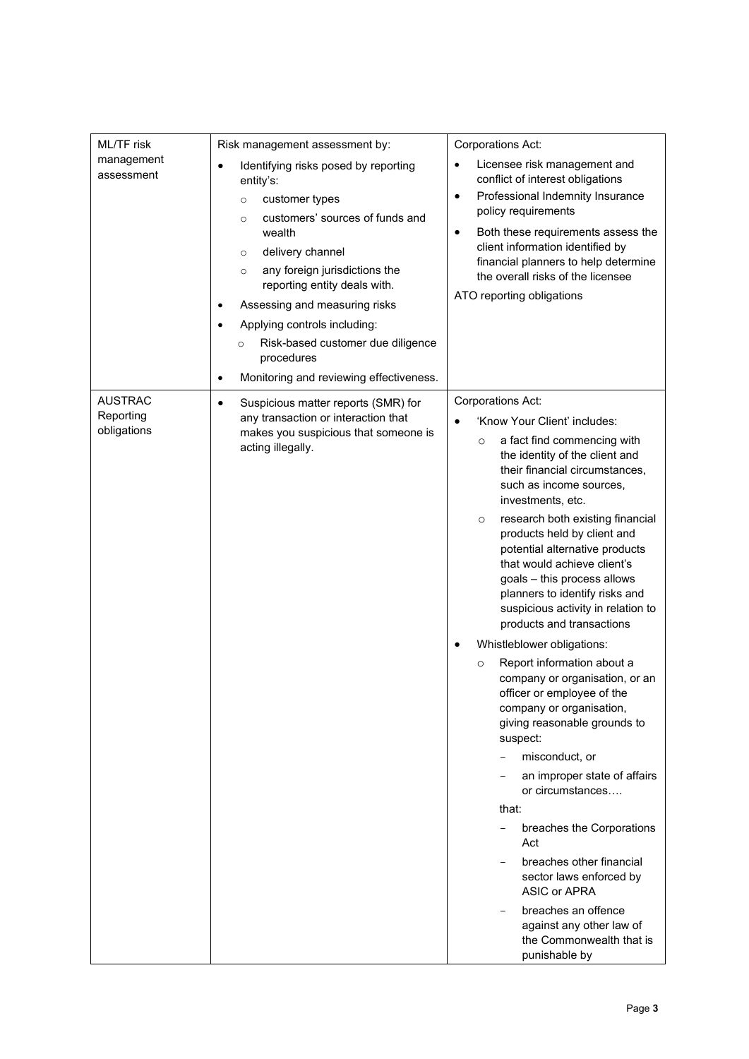| ML/TF risk management assessment | Risk management assessment by:<br>• Identifying risks posed by reporting entity's:<br>  ○ customer types<br>  ○ customers' sources of funds and wealth<br>  ○ delivery channel<br>  ○ any foreign jurisdictions the reporting entity deals with.<br>• Assessing and measuring risks<br>• Applying controls including:<br>  ○ Risk-based customer due diligence procedures<br>• Monitoring and reviewing effectiveness. | Corporations Act:<br>• Licensee risk management and conflict of interest obligations<br>• Professional Indemnity Insurance policy requirements<br>• Both these requirements assess the client information identified by financial planners to help determine the overall risks of the licensee<br>ATO reporting obligations |
|---|---|---|
| AUSTRAC Reporting obligations | • Suspicious matter reports (SMR) for any transaction or interaction that makes you suspicious that someone is acting illegally. | Corporations Act:<br>• 'Know Your Client' includes:<br>  ○ a fact find commencing with the identity of the client and their financial circumstances, such as income sources, investments, etc.<br>  ○ research both existing financial products held by client and potential alternative products that would achieve client's goals – this process allows planners to identify risks and suspicious activity in relation to products and transactions<br>• Whistleblower obligations:<br>  ○ Report information about a company or organisation, or an officer or employee of the company or organisation, giving reasonable grounds to suspect:<br>    - misconduct, or<br>    - an improper state of affairs or circumstances….<br>  that:<br>    - breaches the Corporations Act<br>    - breaches other financial sector laws enforced by ASIC or APRA<br>    - breaches an offence against any other law of the Commonwealth that is punishable by |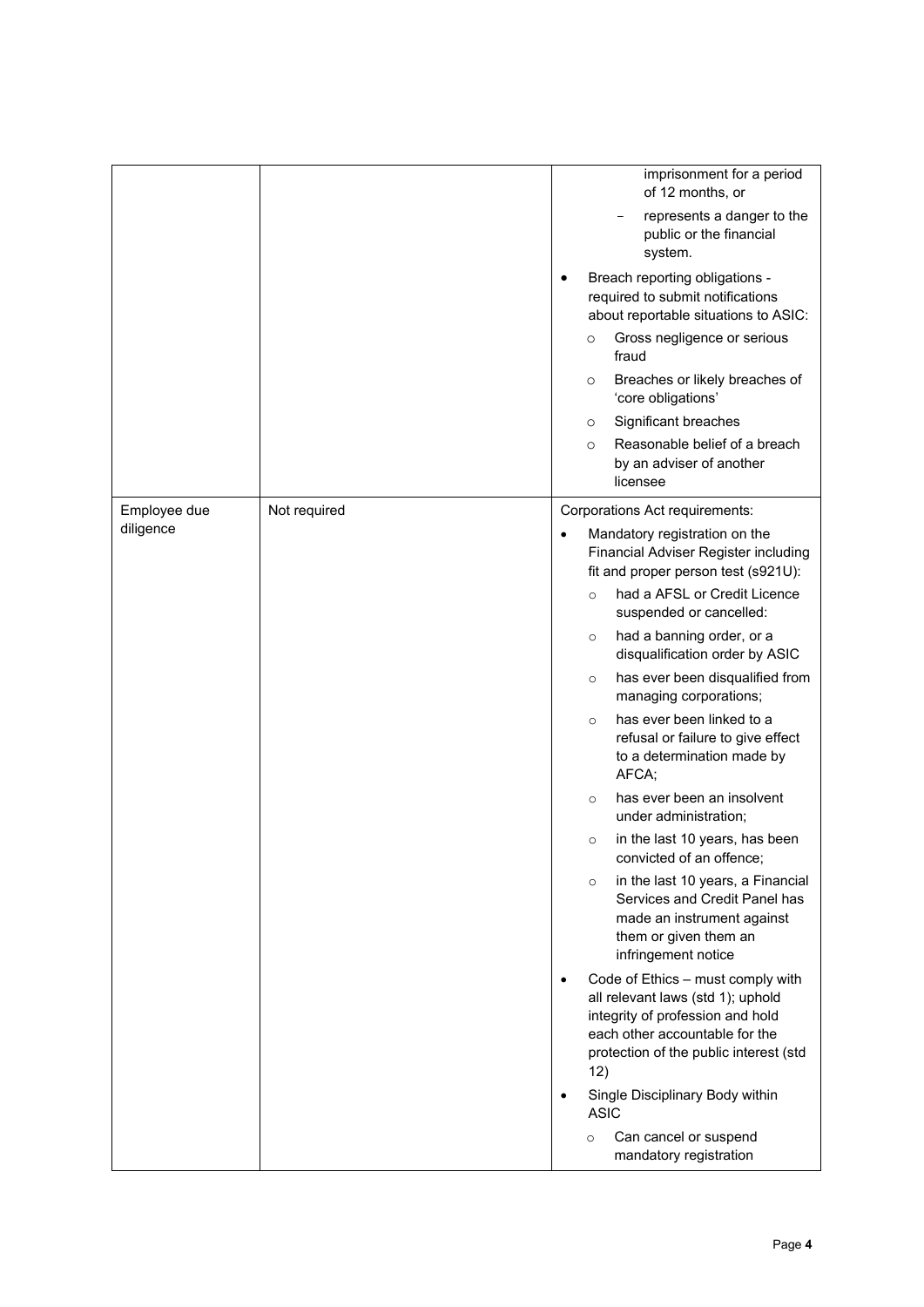| | | |
|---|---|---|
| | | imprisonment for a period of 12 months, or<br>– represents a danger to the public or the financial system.<br>• Breach reporting obligations - required to submit notifications about reportable situations to ASIC:<br>  ○ Gross negligence or serious fraud<br>  ○ Breaches or likely breaches of 'core obligations'<br>  ○ Significant breaches<br>  ○ Reasonable belief of a breach by an adviser of another licensee |
| Employee due diligence | Not required | Corporations Act requirements:<br>• Mandatory registration on the Financial Adviser Register including fit and proper person test (s921U):<br>  ○ had a AFSL or Credit Licence suspended or cancelled:<br>  ○ had a banning order, or a disqualification order by ASIC<br>  ○ has ever been disqualified from managing corporations;<br>  ○ has ever been linked to a refusal or failure to give effect to a determination made by AFCA;<br>  ○ has ever been an insolvent under administration;<br>  ○ in the last 10 years, has been convicted of an offence;<br>  ○ in the last 10 years, a Financial Services and Credit Panel has made an instrument against them or given them an infringement notice<br>• Code of Ethics – must comply with all relevant laws (std 1); uphold integrity of profession and hold each other accountable for the protection of the public interest (std 12)<br>• Single Disciplinary Body within ASIC<br>  ○ Can cancel or suspend mandatory registration |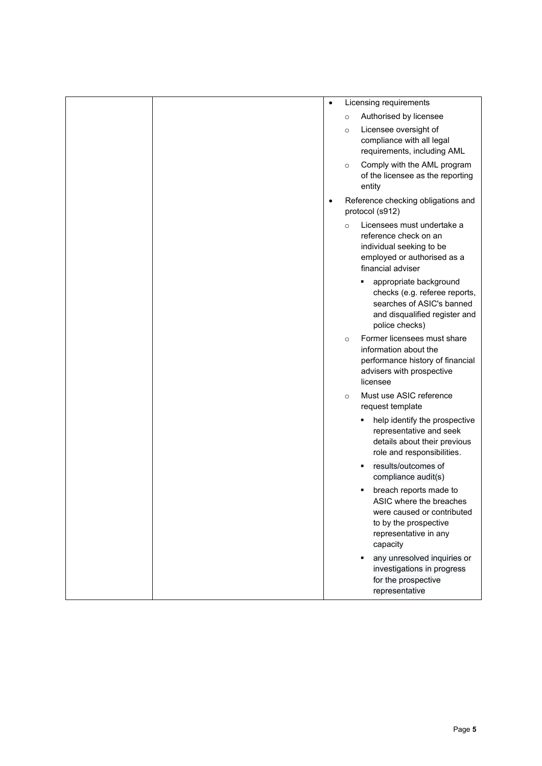| | | <ul><li>Licensing requirements<ul><li>Authorised by licensee</li><li>Licensee oversight of compliance with all legal requirements, including AML</li><li>Comply with the AML program of the licensee as the reporting entity</li></ul></li><li>Reference checking obligations and protocol (s912)<ul><li>Licensees must undertake a reference check on an individual seeking to be employed or authorised as a financial adviser<ul><li>appropriate background checks (e.g. referee reports, searches of ASIC's banned and disqualified register and police checks)</li></ul></li><li>Former licensees must share information about the performance history of financial advisers with prospective licensee</li><li>Must use ASIC reference request template<ul><li>help identify the prospective representative and seek details about their previous role and responsibilities.</li><li>results/outcomes of compliance audit(s)</li><li>breach reports made to ASIC where the breaches were caused or contributed to by the prospective representative in any capacity</li><li>any unresolved inquiries or investigations in progress for the prospective representative</li></ul></li></ul></li></ul> |
|---|---|---|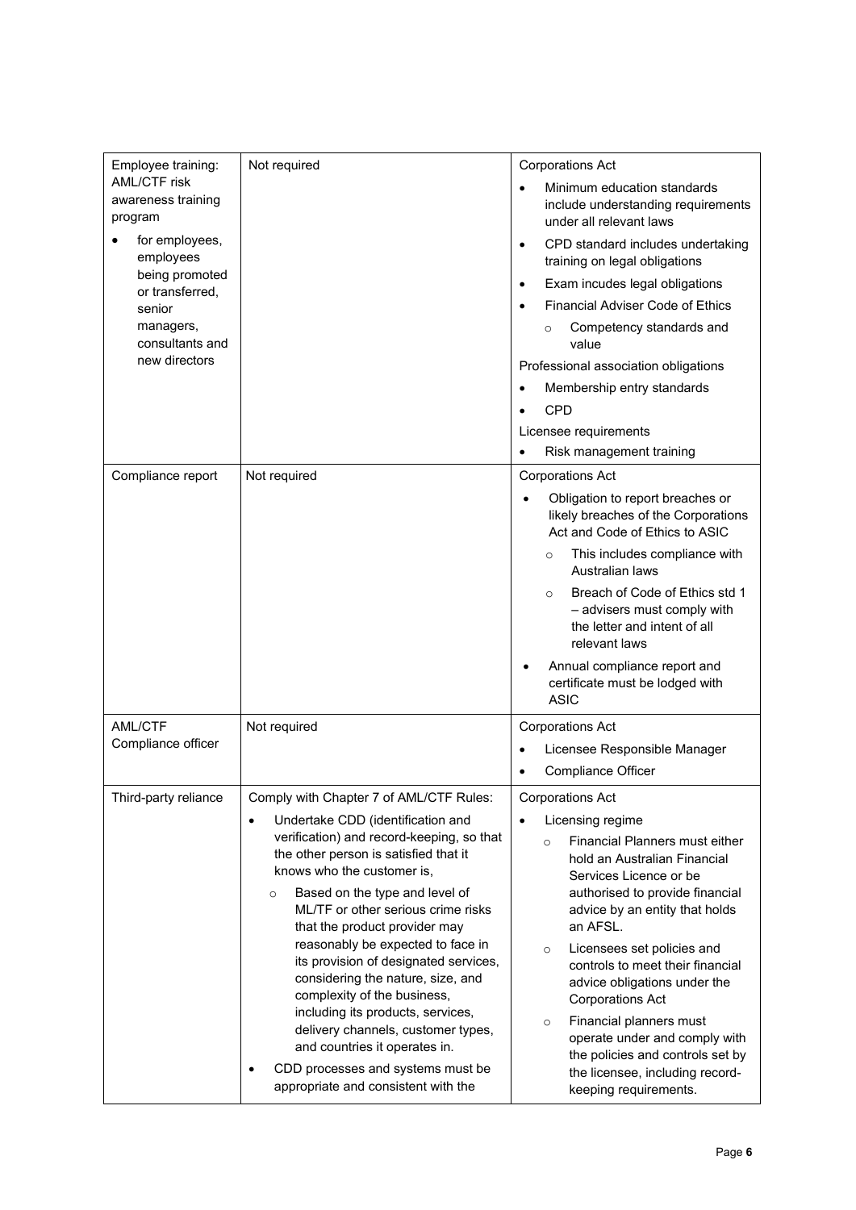| Employee training: AML/CTF risk awareness training program<br>• for employees, employees being promoted or transferred, senior managers, consultants and new directors | Not required | Corporations Act<br>• Minimum education standards include understanding requirements under all relevant laws<br>• CPD standard includes undertaking training on legal obligations<br>• Exam incudes legal obligations<br>• Financial Adviser Code of Ethics<br>  ○ Competency standards and value<br>Professional association obligations<br>• Membership entry standards<br>• CPD<br>Licensee requirements<br>• Risk management training |
|---|---|---|
| Compliance report | Not required | Corporations Act<br>• Obligation to report breaches or likely breaches of the Corporations Act and Code of Ethics to ASIC<br>  ○ This includes compliance with Australian laws<br>  ○ Breach of Code of Ethics std 1 – advisers must comply with the letter and intent of all relevant laws<br>• Annual compliance report and certificate must be lodged with ASIC |
| AML/CTF Compliance officer | Not required | Corporations Act<br>• Licensee Responsible Manager<br>• Compliance Officer |
| Third-party reliance | Comply with Chapter 7 of AML/CTF Rules:<br>• Undertake CDD (identification and verification) and record-keeping, so that the other person is satisfied that it knows who the customer is,<br>  ○ Based on the type and level of ML/TF or other serious crime risks that the product provider may reasonably be expected to face in its provision of designated services, considering the nature, size, and complexity of the business, including its products, services, delivery channels, customer types, and countries it operates in.<br>• CDD processes and systems must be appropriate and consistent with the | Corporations Act<br>• Licensing regime<br>  ○ Financial Planners must either hold an Australian Financial Services Licence or be authorised to provide financial advice by an entity that holds an AFSL.<br>  ○ Licensees set policies and controls to meet their financial advice obligations under the Corporations Act<br>  ○ Financial planners must operate under and comply with the policies and controls set by the licensee, including record-keeping requirements. |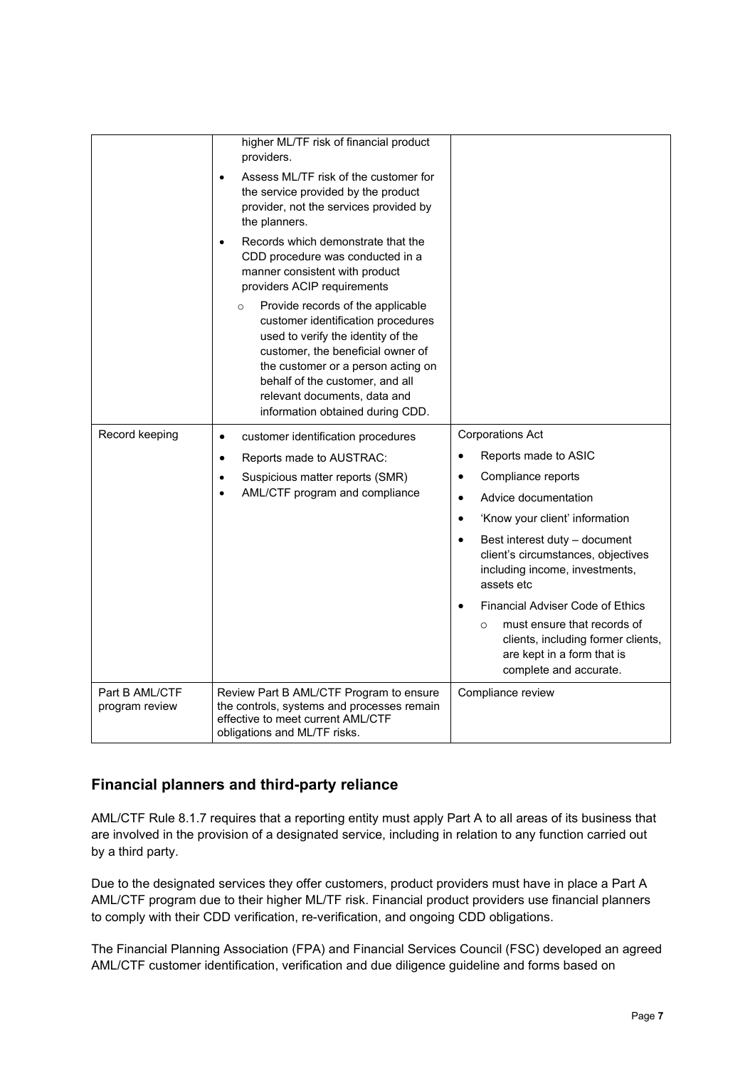| | | |
|---|---|---|
| | higher ML/TF risk of financial product providers.<br>• Assess ML/TF risk of the customer for the service provided by the product provider, not the services provided by the planners.<br>• Records which demonstrate that the CDD procedure was conducted in a manner consistent with product providers ACIP requirements<br>  ○ Provide records of the applicable customer identification procedures used to verify the identity of the customer, the beneficial owner of the customer or a person acting on behalf of the customer, and all relevant documents, data and information obtained during CDD. | |
| Record keeping | • customer identification procedures<br>• Reports made to AUSTRAC:<br>• Suspicious matter reports (SMR)<br>• AML/CTF program and compliance | Corporations Act<br>• Reports made to ASIC<br>• Compliance reports<br>• Advice documentation<br>• 'Know your client' information<br>• Best interest duty – document client's circumstances, objectives including income, investments, assets etc<br>• Financial Adviser Code of Ethics<br>  ○ must ensure that records of clients, including former clients, are kept in a form that is complete and accurate. |
| Part B AML/CTF program review | Review Part B AML/CTF Program to ensure the controls, systems and processes remain effective to meet current AML/CTF obligations and ML/TF risks. | Compliance review |

## Financial planners and third-party reliance

AML/CTF Rule 8.1.7 requires that a reporting entity must apply Part A to all areas of its business that are involved in the provision of a designated service, including in relation to any function carried out by a third party.

Due to the designated services they offer customers, product providers must have in place a Part A AML/CTF program due to their higher ML/TF risk. Financial product providers use financial planners to comply with their CDD verification, re-verification, and ongoing CDD obligations.

The Financial Planning Association (FPA) and Financial Services Council (FSC) developed an agreed AML/CTF customer identification, verification and due diligence guideline and forms based on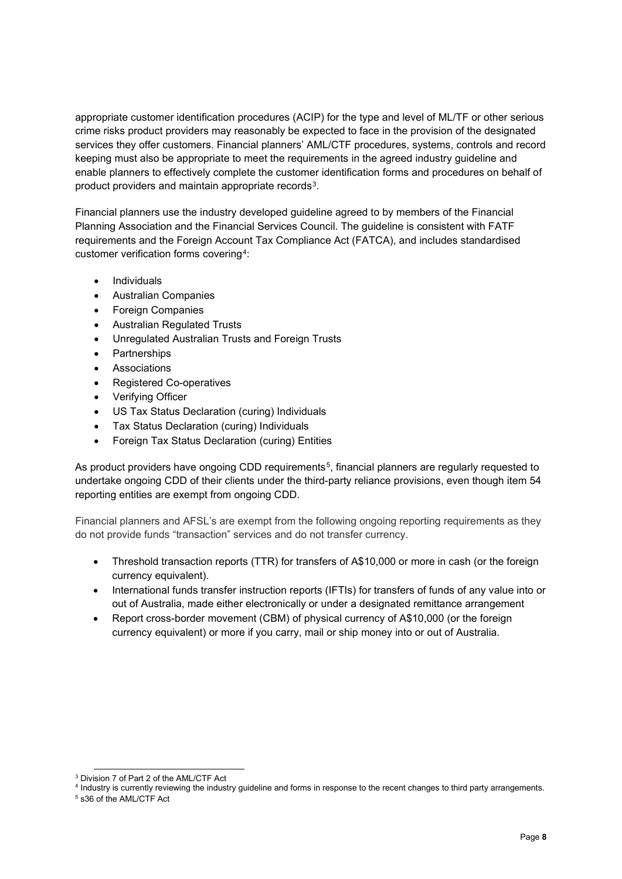appropriate customer identification procedures (ACIP) for the type and level of ML/TF or other serious crime risks product providers may reasonably be expected to face in the provision of the designated services they offer customers. Financial planners' AML/CTF procedures, systems, controls and record keeping must also be appropriate to meet the requirements in the agreed industry guideline and enable planners to effectively complete the customer identification forms and procedures on behalf of product providers and maintain appropriate records[3].

Financial planners use the industry developed guideline agreed to by members of the Financial Planning Association and the Financial Services Council. The guideline is consistent with FATF requirements and the Foreign Account Tax Compliance Act (FATCA), and includes standardised customer verification forms covering[4]:

- Individuals
- Australian Companies
- Foreign Companies
- Australian Regulated Trusts
- Unregulated Australian Trusts and Foreign Trusts
- Partnerships
- Associations
- Registered Co-operatives
- Verifying Officer
- US Tax Status Declaration (curing) Individuals
- Tax Status Declaration (curing) Individuals
- Foreign Tax Status Declaration (curing) Entities

As product providers have ongoing CDD requirements[5], financial planners are regularly requested to undertake ongoing CDD of their clients under the third-party reliance provisions, even though item 54 reporting entities are exempt from ongoing CDD.

Financial planners and AFSL's are exempt from the following ongoing reporting requirements as they do not provide funds "transaction" services and do not transfer currency.

- Threshold transaction reports (TTR) for transfers of A$10,000 or more in cash (or the foreign currency equivalent).
- International funds transfer instruction reports (IFTIs) for transfers of funds of any value into or out of Australia, made either electronically or under a designated remittance arrangement
- Report cross-border movement (CBM) of physical currency of A$10,000 (or the foreign currency equivalent) or more if you carry, mail or ship money into or out of Australia.

---

[3] Division 7 of Part 2 of the AML/CTF Act

[4] Industry is currently reviewing the industry guideline and forms in response to the recent changes to third party arrangements.

[5] s36 of the AML/CTF Act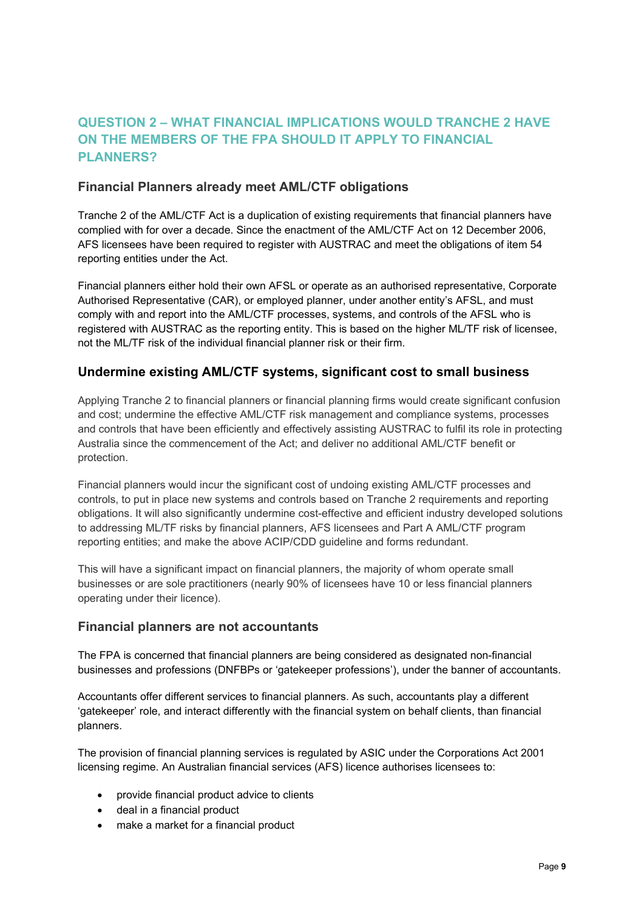## QUESTION 2 – WHAT FINANCIAL IMPLICATIONS WOULD TRANCHE 2 HAVE ON THE MEMBERS OF THE FPA SHOULD IT APPLY TO FINANCIAL PLANNERS?

### Financial Planners already meet AML/CTF obligations

Tranche 2 of the AML/CTF Act is a duplication of existing requirements that financial planners have complied with for over a decade. Since the enactment of the AML/CTF Act on 12 December 2006, AFS licensees have been required to register with AUSTRAC and meet the obligations of item 54 reporting entities under the Act.

Financial planners either hold their own AFSL or operate as an authorised representative, Corporate Authorised Representative (CAR), or employed planner, under another entity's AFSL, and must comply with and report into the AML/CTF processes, systems, and controls of the AFSL who is registered with AUSTRAC as the reporting entity. This is based on the higher ML/TF risk of licensee, not the ML/TF risk of the individual financial planner risk or their firm.

### Undermine existing AML/CTF systems, significant cost to small business

Applying Tranche 2 to financial planners or financial planning firms would create significant confusion and cost; undermine the effective AML/CTF risk management and compliance systems, processes and controls that have been efficiently and effectively assisting AUSTRAC to fulfil its role in protecting Australia since the commencement of the Act; and deliver no additional AML/CTF benefit or protection.

Financial planners would incur the significant cost of undoing existing AML/CTF processes and controls, to put in place new systems and controls based on Tranche 2 requirements and reporting obligations. It will also significantly undermine cost-effective and efficient industry developed solutions to addressing ML/TF risks by financial planners, AFS licensees and Part A AML/CTF program reporting entities; and make the above ACIP/CDD guideline and forms redundant.

This will have a significant impact on financial planners, the majority of whom operate small businesses or are sole practitioners (nearly 90% of licensees have 10 or less financial planners operating under their licence).

### Financial planners are not accountants

The FPA is concerned that financial planners are being considered as designated non-financial businesses and professions (DNFBPs or 'gatekeeper professions'), under the banner of accountants.

Accountants offer different services to financial planners. As such, accountants play a different 'gatekeeper' role, and interact differently with the financial system on behalf clients, than financial planners.

The provision of financial planning services is regulated by ASIC under the Corporations Act 2001 licensing regime. An Australian financial services (AFS) licence authorises licensees to:

- provide financial product advice to clients
- deal in a financial product
- make a market for a financial product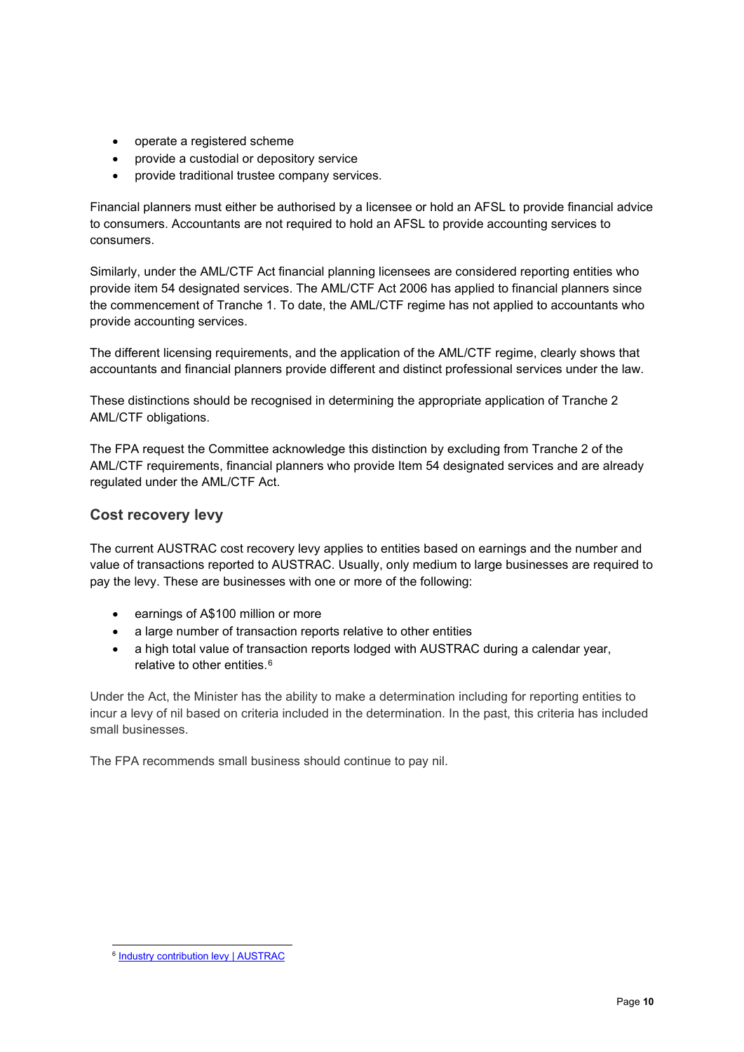- operate a registered scheme
- provide a custodial or depository service
- provide traditional trustee company services.

Financial planners must either be authorised by a licensee or hold an AFSL to provide financial advice to consumers. Accountants are not required to hold an AFSL to provide accounting services to consumers.

Similarly, under the AML/CTF Act financial planning licensees are considered reporting entities who provide item 54 designated services. The AML/CTF Act 2006 has applied to financial planners since the commencement of Tranche 1. To date, the AML/CTF regime has not applied to accountants who provide accounting services.

The different licensing requirements, and the application of the AML/CTF regime, clearly shows that accountants and financial planners provide different and distinct professional services under the law.

These distinctions should be recognised in determining the appropriate application of Tranche 2 AML/CTF obligations.

The FPA request the Committee acknowledge this distinction by excluding from Tranche 2 of the AML/CTF requirements, financial planners who provide Item 54 designated services and are already regulated under the AML/CTF Act.

## Cost recovery levy

The current AUSTRAC cost recovery levy applies to entities based on earnings and the number and value of transactions reported to AUSTRAC. Usually, only medium to large businesses are required to pay the levy. These are businesses with one or more of the following:

- earnings of A$100 million or more
- a large number of transaction reports relative to other entities
- a high total value of transaction reports lodged with AUSTRAC during a calendar year, relative to other entities.[6]

Under the Act, the Minister has the ability to make a determination including for reporting entities to incur a levy of nil based on criteria included in the determination. In the past, this criteria has included small businesses.

The FPA recommends small business should continue to pay nil.

[6] Industry contribution levy | AUSTRAC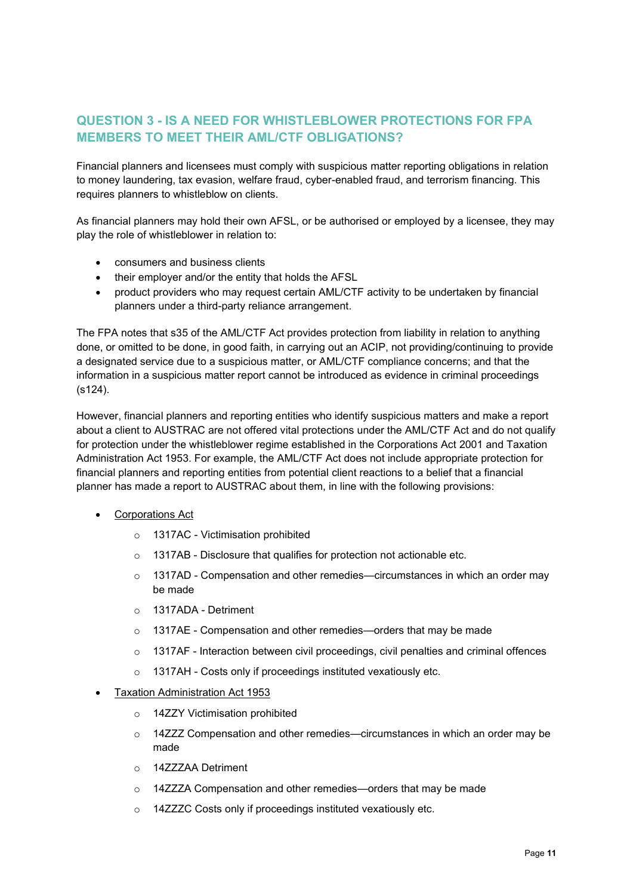## QUESTION 3 - IS A NEED FOR WHISTLEBLOWER PROTECTIONS FOR FPA MEMBERS TO MEET THEIR AML/CTF OBLIGATIONS?

Financial planners and licensees must comply with suspicious matter reporting obligations in relation to money laundering, tax evasion, welfare fraud, cyber-enabled fraud, and terrorism financing. This requires planners to whistleblow on clients.

As financial planners may hold their own AFSL, or be authorised or employed by a licensee, they may play the role of whistleblower in relation to:

- consumers and business clients
- their employer and/or the entity that holds the AFSL
- product providers who may request certain AML/CTF activity to be undertaken by financial planners under a third-party reliance arrangement.

The FPA notes that s35 of the AML/CTF Act provides protection from liability in relation to anything done, or omitted to be done, in good faith, in carrying out an ACIP, not providing/continuing to provide a designated service due to a suspicious matter, or AML/CTF compliance concerns; and that the information in a suspicious matter report cannot be introduced as evidence in criminal proceedings (s124).

However, financial planners and reporting entities who identify suspicious matters and make a report about a client to AUSTRAC are not offered vital protections under the AML/CTF Act and do not qualify for protection under the whistleblower regime established in the Corporations Act 2001 and Taxation Administration Act 1953. For example, the AML/CTF Act does not include appropriate protection for financial planners and reporting entities from potential client reactions to a belief that a financial planner has made a report to AUSTRAC about them, in line with the following provisions:

- Corporations Act
  - 1317AC - Victimisation prohibited
  - 1317AB - Disclosure that qualifies for protection not actionable etc.
  - 1317AD - Compensation and other remedies—circumstances in which an order may be made
  - 1317ADA - Detriment
  - 1317AE - Compensation and other remedies—orders that may be made
  - 1317AF - Interaction between civil proceedings, civil penalties and criminal offences
  - 1317AH - Costs only if proceedings instituted vexatiously etc.
- Taxation Administration Act 1953
  - 14ZZY Victimisation prohibited
  - 14ZZZ Compensation and other remedies—circumstances in which an order may be made
  - 14ZZZAA Detriment
  - 14ZZZA Compensation and other remedies—orders that may be made
  - 14ZZZC Costs only if proceedings instituted vexatiously etc.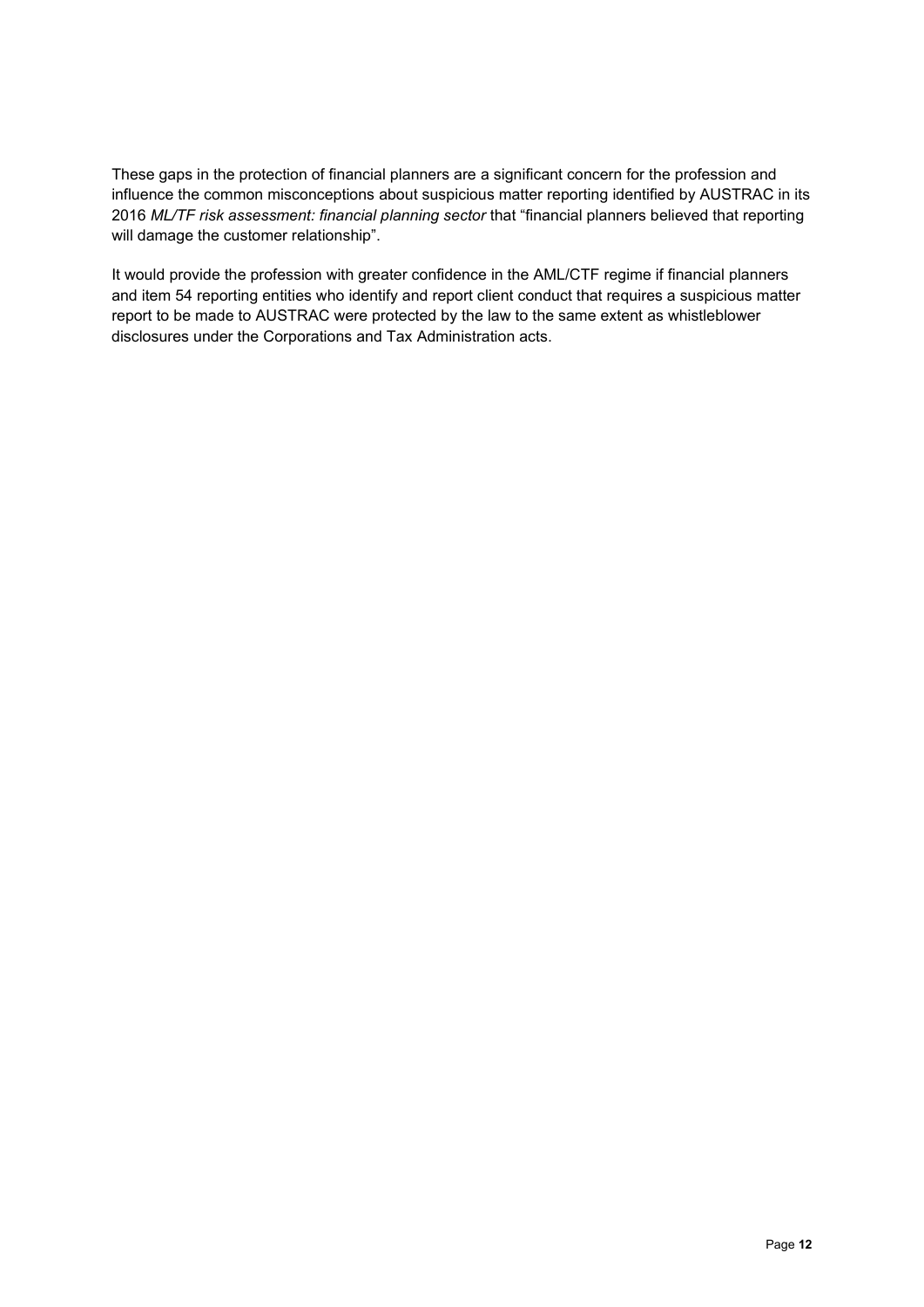These gaps in the protection of financial planners are a significant concern for the profession and influence the common misconceptions about suspicious matter reporting identified by AUSTRAC in its 2016 *ML/TF risk assessment: financial planning sector* that "financial planners believed that reporting will damage the customer relationship".

It would provide the profession with greater confidence in the AML/CTF regime if financial planners and item 54 reporting entities who identify and report client conduct that requires a suspicious matter report to be made to AUSTRAC were protected by the law to the same extent as whistleblower disclosures under the Corporations and Tax Administration acts.